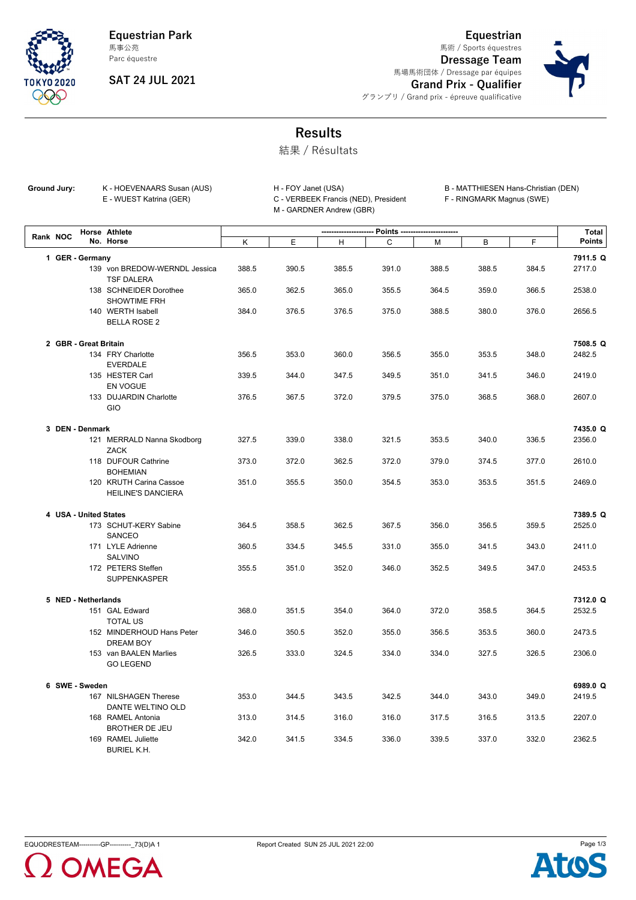**Equestrian Park**
馬事公苑
Parc équestre

**SAT 24 JUL 2021**

**Equestrian**
馬術 / Sports équestres
**Dressage Team**
馬場馬術団体 / Dressage par équipes
**Grand Prix - Qualifier**
グランプリ / Grand prix - épreuve qualificative

# Results

結果 / Résultats

**Ground Jury:**

K - HOEVENAARS Susan (AUS)
E - WUEST Katrina (GER)
H - FOY Janet (USA)
C - VERBEEK Francis (NED), President
M - GARDNER Andrew (GBR)
B - MATTHIESEN Hans-Christian (DEN)
F - RINGMARK Magnus (SWE)

| Rank | NOC | Horse No. | Athlete / Horse | K | E | H | C | M | B | F | Total Points |
|---|---|---|---|---|---|---|---|---|---|---|---|
| 1 | GER - Germany | | | | | | | | | | 7911.5 Q |
| | | 139 | von BREDOW-WERNDL Jessica / TSF DALERA | 388.5 | 390.5 | 385.5 | 391.0 | 388.5 | 388.5 | 384.5 | 2717.0 |
| | | 138 | SCHNEIDER Dorothee / SHOWTIME FRH | 365.0 | 362.5 | 365.0 | 355.5 | 364.5 | 359.0 | 366.5 | 2538.0 |
| | | 140 | WERTH Isabell / BELLA ROSE 2 | 384.0 | 376.5 | 376.5 | 375.0 | 388.5 | 380.0 | 376.0 | 2656.5 |
| 2 | GBR - Great Britain | | | | | | | | | | 7508.5 Q |
| | | 134 | FRY Charlotte / EVERDALE | 356.5 | 353.0 | 360.0 | 356.5 | 355.0 | 353.5 | 348.0 | 2482.5 |
| | | 135 | HESTER Carl / EN VOGUE | 339.5 | 344.0 | 347.5 | 349.5 | 351.0 | 341.5 | 346.0 | 2419.0 |
| | | 133 | DUJARDIN Charlotte / GIO | 376.5 | 367.5 | 372.0 | 379.5 | 375.0 | 368.5 | 368.0 | 2607.0 |
| 3 | DEN - Denmark | | | | | | | | | | 7435.0 Q |
| | | 121 | MERRALD Nanna Skodborg / ZACK | 327.5 | 339.0 | 338.0 | 321.5 | 353.5 | 340.0 | 336.5 | 2356.0 |
| | | 118 | DUFOUR Cathrine / BOHEMIAN | 373.0 | 372.0 | 362.5 | 372.0 | 379.0 | 374.5 | 377.0 | 2610.0 |
| | | 120 | KRUTH Carina Cassoe / HEILINE'S DANCIERA | 351.0 | 355.5 | 350.0 | 354.5 | 353.0 | 353.5 | 351.5 | 2469.0 |
| 4 | USA - United States | | | | | | | | | | 7389.5 Q |
| | | 173 | SCHUT-KERY Sabine / SANCEO | 364.5 | 358.5 | 362.5 | 367.5 | 356.0 | 356.5 | 359.5 | 2525.0 |
| | | 171 | LYLE Adrienne / SALVINO | 360.5 | 334.5 | 345.5 | 331.0 | 355.0 | 341.5 | 343.0 | 2411.0 |
| | | 172 | PETERS Steffen / SUPPENKASPER | 355.5 | 351.0 | 352.0 | 346.0 | 352.5 | 349.5 | 347.0 | 2453.5 |
| 5 | NED - Netherlands | | | | | | | | | | 7312.0 Q |
| | | 151 | GAL Edward / TOTAL US | 368.0 | 351.5 | 354.0 | 364.0 | 372.0 | 358.5 | 364.5 | 2532.5 |
| | | 152 | MINDERHOUD Hans Peter / DREAM BOY | 346.0 | 350.5 | 352.0 | 355.0 | 356.5 | 353.5 | 360.0 | 2473.5 |
| | | 153 | van BAALEN Marlies / GO LEGEND | 326.5 | 333.0 | 324.5 | 334.0 | 334.0 | 327.5 | 326.5 | 2306.0 |
| 6 | SWE - Sweden | | | | | | | | | | 6989.0 Q |
| | | 167 | NILSHAGEN Therese / DANTE WELTINO OLD | 353.0 | 344.5 | 343.5 | 342.5 | 344.0 | 343.0 | 349.0 | 2419.5 |
| | | 168 | RAMEL Antonia / BROTHER DE JEU | 313.0 | 314.5 | 316.0 | 316.0 | 317.5 | 316.5 | 313.5 | 2207.0 |
| | | 169 | RAMEL Juliette / BURIEL K.H. | 342.0 | 341.5 | 334.5 | 336.0 | 339.5 | 337.0 | 332.0 | 2362.5 |

EQUODRESTEAM-----------GP-----------_73(D)A 1    Report Created SUN 25 JUL 2021 22:00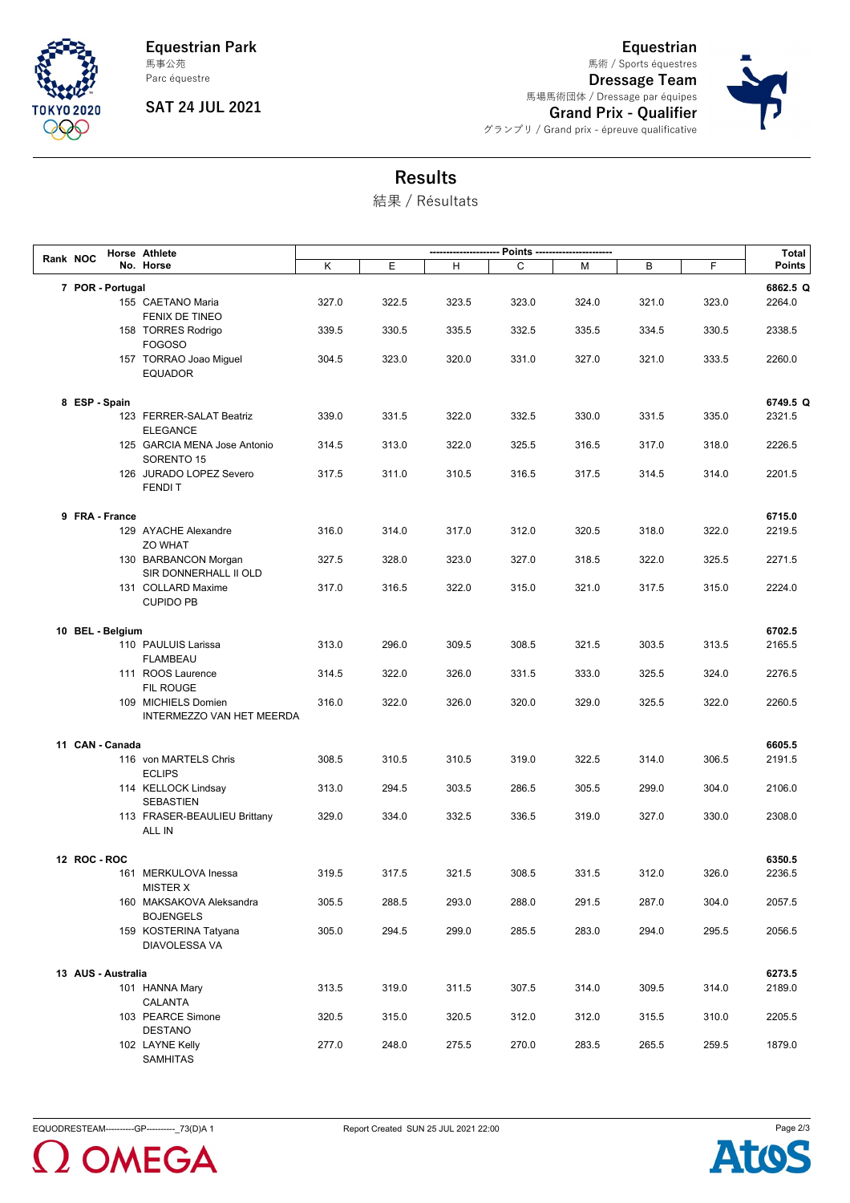**Equestrian Park**
馬事公苑
Parc équestre

**SAT 24 JUL 2021**

**Equestrian**
馬術 / Sports équestres
**Dressage Team**
馬場馬術団体 / Dressage par équipes
**Grand Prix - Qualifier**
グランプリ / Grand prix - épreuve qualificative

# Results

結果 / Résultats

| Rank | NOC | Horse No. | Athlete / Horse | K | E | H | C | M | B | F | Total Points |
|---|---|---|---|---|---|---|---|---|---|---|---|
| 7 | POR - Portugal | | | | | | | | | | 6862.5 Q |
| | | 155 | CAETANO Maria / FENIX DE TINEO | 327.0 | 322.5 | 323.5 | 323.0 | 324.0 | 321.0 | 323.0 | 2264.0 |
| | | 158 | TORRES Rodrigo / FOGOSO | 339.5 | 330.5 | 335.5 | 332.5 | 335.5 | 334.5 | 330.5 | 2338.5 |
| | | 157 | TORRAO Joao Miguel / EQUADOR | 304.5 | 323.0 | 320.0 | 331.0 | 327.0 | 321.0 | 333.5 | 2260.0 |
| 8 | ESP - Spain | | | | | | | | | | 6749.5 Q |
| | | 123 | FERRER-SALAT Beatriz / ELEGANCE | 339.0 | 331.5 | 322.0 | 332.5 | 330.0 | 331.5 | 335.0 | 2321.5 |
| | | 125 | GARCIA MENA Jose Antonio / SORENTO 15 | 314.5 | 313.0 | 322.0 | 325.5 | 316.5 | 317.0 | 318.0 | 2226.5 |
| | | 126 | JURADO LOPEZ Severo / FENDI T | 317.5 | 311.0 | 310.5 | 316.5 | 317.5 | 314.5 | 314.0 | 2201.5 |
| 9 | FRA - France | | | | | | | | | | 6715.0 |
| | | 129 | AYACHE Alexandre / ZO WHAT | 316.0 | 314.0 | 317.0 | 312.0 | 320.5 | 318.0 | 322.0 | 2219.5 |
| | | 130 | BARBANCON Morgan / SIR DONNERHALL II OLD | 327.5 | 328.0 | 323.0 | 327.0 | 318.5 | 322.0 | 325.5 | 2271.5 |
| | | 131 | COLLARD Maxime / CUPIDO PB | 317.0 | 316.5 | 322.0 | 315.0 | 321.0 | 317.5 | 315.0 | 2224.0 |
| 10 | BEL - Belgium | | | | | | | | | | 6702.5 |
| | | 110 | PAULUIS Larissa / FLAMBEAU | 313.0 | 296.0 | 309.5 | 308.5 | 321.5 | 303.5 | 313.5 | 2165.5 |
| | | 111 | ROOS Laurence / FIL ROUGE | 314.5 | 322.0 | 326.0 | 331.5 | 333.0 | 325.5 | 324.0 | 2276.5 |
| | | 109 | MICHIELS Domien / INTERMEZZO VAN HET MEERDA | 316.0 | 322.0 | 326.0 | 320.0 | 329.0 | 325.5 | 322.0 | 2260.5 |
| 11 | CAN - Canada | | | | | | | | | | 6605.5 |
| | | 116 | von MARTELS Chris / ECLIPS | 308.5 | 310.5 | 310.5 | 319.0 | 322.5 | 314.0 | 306.5 | 2191.5 |
| | | 114 | KELLOCK Lindsay / SEBASTIEN | 313.0 | 294.5 | 303.5 | 286.5 | 305.5 | 299.0 | 304.0 | 2106.0 |
| | | 113 | FRASER-BEAULIEU Brittany / ALL IN | 329.0 | 334.0 | 332.5 | 336.5 | 319.0 | 327.0 | 330.0 | 2308.0 |
| 12 | ROC - ROC | | | | | | | | | | 6350.5 |
| | | 161 | MERKULOVA Inessa / MISTER X | 319.5 | 317.5 | 321.5 | 308.5 | 331.5 | 312.0 | 326.0 | 2236.5 |
| | | 160 | MAKSAKOVA Aleksandra / BOJENGELS | 305.5 | 288.5 | 293.0 | 288.0 | 291.5 | 287.0 | 304.0 | 2057.5 |
| | | 159 | KOSTERINA Tatyana / DIAVOLESSA VA | 305.0 | 294.5 | 299.0 | 285.5 | 283.0 | 294.0 | 295.5 | 2056.5 |
| 13 | AUS - Australia | | | | | | | | | | 6273.5 |
| | | 101 | HANNA Mary / CALANTA | 313.5 | 319.0 | 311.5 | 307.5 | 314.0 | 309.5 | 314.0 | 2189.0 |
| | | 103 | PEARCE Simone / DESTANO | 320.5 | 315.0 | 320.5 | 312.0 | 312.0 | 315.5 | 310.0 | 2205.5 |
| | | 102 | LAYNE Kelly / SAMHITAS | 277.0 | 248.0 | 275.5 | 270.0 | 283.5 | 265.5 | 259.5 | 1879.0 |

EQUODRESTEAM----------GP----------_73(D)A 1 Report Created SUN 25 JUL 2021 22:00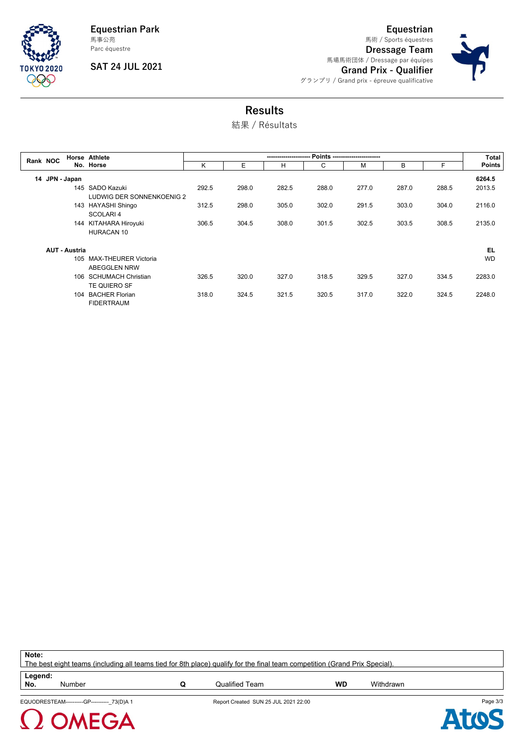**Equestrian Park**
馬事公苑
Parc équestre

**SAT 24 JUL 2021**

**Equestrian**
馬術 / Sports équestres
**Dressage Team**
馬場馬術団体 / Dressage par équipes
**Grand Prix - Qualifier**
グランプリ / Grand prix - épreuve qualificative

## Results

結果 / Résultats

| Rank | NOC | Horse No. | Athlete / Horse | K | E | H | C | M | B | F | Total Points |
|---|---|---|---|---|---|---|---|---|---|---|---|
| 14 | JPN - Japan | | | | | | | | | | **6264.5** |
| | | 145 | SADO Kazuki / LUDWIG DER SONNENKOENIG 2 | 292.5 | 298.0 | 282.5 | 288.0 | 277.0 | 287.0 | 288.5 | 2013.5 |
| | | 143 | HAYASHI Shingo / SCOLARI 4 | 312.5 | 298.0 | 305.0 | 302.0 | 291.5 | 303.0 | 304.0 | 2116.0 |
| | | 144 | KITAHARA Hiroyuki / HURACAN 10 | 306.5 | 304.5 | 308.0 | 301.5 | 302.5 | 303.5 | 308.5 | 2135.0 |
| | AUT - Austria | | | | | | | | | | **EL** |
| | | 105 | MAX-THEURER Victoria / ABEGGLEN NRW | | | | | | | | WD |
| | | 106 | SCHUMACH Christian / TE QUIERO SF | 326.5 | 320.0 | 327.0 | 318.5 | 329.5 | 327.0 | 334.5 | 2283.0 |
| | | 104 | BACHER Florian / FIDERTRAUM | 318.0 | 324.5 | 321.5 | 320.5 | 317.0 | 322.0 | 324.5 | 2248.0 |

**Note:**
The best eight teams (including all teams tied for 8th place) qualify for the final team competition (Grand Prix Special).

**Legend:**

| | | | | | |
|---|---|---|---|---|---|
| **No.** | Number | **Q** | Qualified Team | **WD** | Withdrawn |

EQUODRESTEAM----------GP----------_73(D)A 1 Report Created SUN 25 JUL 2021 22:00